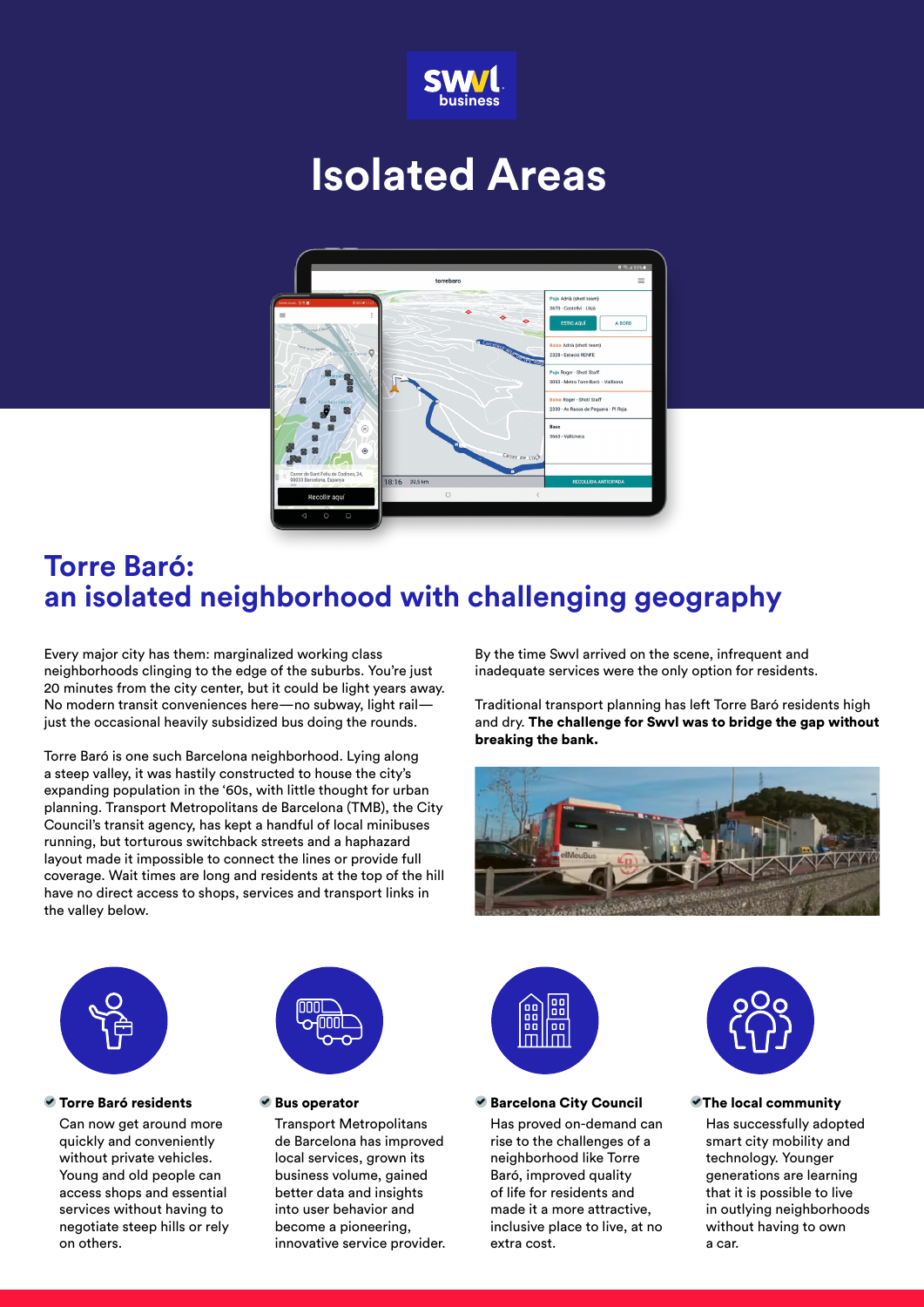swvl business

# Isolated Areas

## Torre Baró: an isolated neighborhood with challenging geography

Every major city has them: marginalized working class neighborhoods clinging to the edge of the suburbs. You're just 20 minutes from the city center, but it could be light years away. No modern transit conveniences here—no subway, light rail—just the occasional heavily subsidized bus doing the rounds.

Torre Baró is one such Barcelona neighborhood. Lying along a steep valley, it was hastily constructed to house the city's expanding population in the '60s, with little thought for urban planning. Transport Metropolitans de Barcelona (TMB), the City Council's transit agency, has kept a handful of local minibuses running, but torturous switchback streets and a haphazard layout made it impossible to connect the lines or provide full coverage. Wait times are long and residents at the top of the hill have no direct access to shops, services and transport links in the valley below.

By the time Swvl arrived on the scene, infrequent and inadequate services were the only option for residents.

Traditional transport planning has left Torre Baró residents high and dry. **The challenge for Swvl was to bridge the gap without breaking the bank.**

**Torre Baró residents**

Can now get around more quickly and conveniently without private vehicles. Young and old people can access shops and essential services without having to negotiate steep hills or rely on others.

**Bus operator**

Transport Metropolitans de Barcelona has improved local services, grown its business volume, gained better data and insights into user behavior and become a pioneering, innovative service provider.

**Barcelona City Council**

Has proved on-demand can rise to the challenges of a neighborhood like Torre Baró, improved quality of life for residents and made it a more attractive, inclusive place to live, at no extra cost.

**The local community**

Has successfully adopted smart city mobility and technology. Younger generations are learning that it is possible to live in outlying neighborhoods without having to own a car.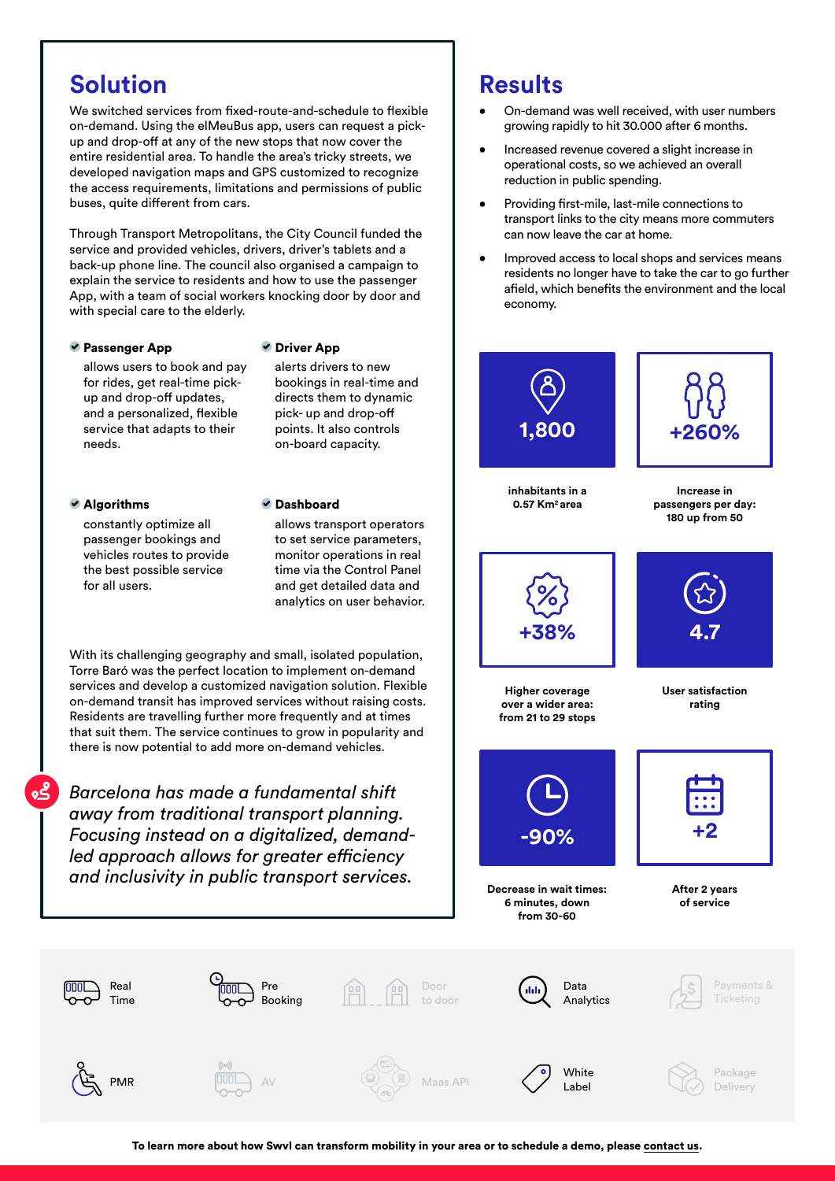## Solution

We switched services from fixed-route-and-schedule to flexible on-demand. Using the elMeuBus app, users can request a pick-up and drop-off at any of the new stops that now cover the entire residential area. To handle the area's tricky streets, we developed navigation maps and GPS customized to recognize the access requirements, limitations and permissions of public buses, quite different from cars.

Through Transport Metropolitans, the City Council funded the service and provided vehicles, drivers, driver's tablets and a back-up phone line. The council also organised a campaign to explain the service to residents and how to use the passenger App, with a team of social workers knocking door by door and with special care to the elderly.

**Passenger App**

allows users to book and pay for rides, get real-time pick-up and drop-off updates, and a personalized, flexible service that adapts to their needs.

**Driver App**

alerts drivers to new bookings in real-time and directs them to dynamic pick- up and drop-off points. It also controls on-board capacity.

**Algorithms**

constantly optimize all passenger bookings and vehicles routes to provide the best possible service for all users.

**Dashboard**

allows transport operators to set service parameters, monitor operations in real time via the Control Panel and get detailed data and analytics on user behavior.

With its challenging geography and small, isolated population, Torre Baró was the perfect location to implement on-demand services and develop a customized navigation solution. Flexible on-demand transit has improved services without raising costs. Residents are travelling further more frequently and at times that suit them. The service continues to grow in popularity and there is now potential to add more on-demand vehicles.

*Barcelona has made a fundamental shift away from traditional transport planning. Focusing instead on a digitalized, demand-led approach allows for greater efficiency and inclusivity in public transport services.*

## Results

- On-demand was well received, with user numbers growing rapidly to hit 30.000 after 6 months.
- Increased revenue covered a slight increase in operational costs, so we achieved an overall reduction in public spending.
- Providing first-mile, last-mile connections to transport links to the city means more commuters can now leave the car at home.
- Improved access to local shops and services means residents no longer have to take the car to go further afield, which benefits the environment and the local economy.

**1,800**
**inhabitants in a 0.57 Km² area**

**+260%**
**Increase in passengers per day: 180 up from 50**

**+38%**
**Higher coverage over a wider area: from 21 to 29 stops**

**4.7**
**User satisfaction rating**

**-90%**
**Decrease in wait times: 6 minutes, down from 30-60**

**+2**
**After 2 years of service**

Real Time
Pre Booking
Door to door
Data Analytics
Payments & Ticketing
PMR
AV
Maas API
White Label
Package Delivery

**To learn more about how Swvl can transform mobility in your area or to schedule a demo, please contact us.**